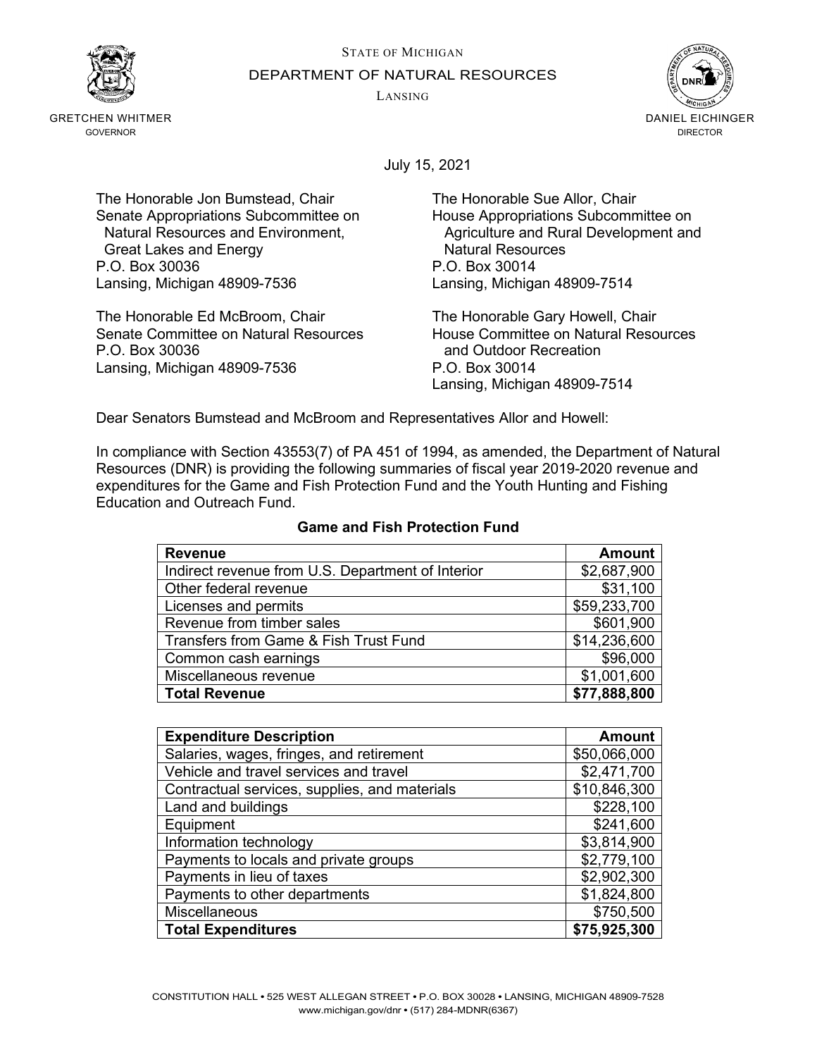STATE OF MICHIGAN

DEPARTMENT OF NATURAL RESOURCES

LANSING

GRETCHEN WHITMER
GOVERNOR

DANIEL EICHINGER
DIRECTOR

July 15, 2021

The Honorable Jon Bumstead, Chair
Senate Appropriations Subcommittee on Natural Resources and Environment, Great Lakes and Energy
P.O. Box 30036
Lansing, Michigan 48909-7536

The Honorable Sue Allor, Chair
House Appropriations Subcommittee on Agriculture and Rural Development and Natural Resources
P.O. Box 30014
Lansing, Michigan 48909-7514

The Honorable Ed McBroom, Chair
Senate Committee on Natural Resources
P.O. Box 30036
Lansing, Michigan 48909-7536

The Honorable Gary Howell, Chair
House Committee on Natural Resources and Outdoor Recreation
P.O. Box 30014
Lansing, Michigan 48909-7514

Dear Senators Bumstead and McBroom and Representatives Allor and Howell:

In compliance with Section 43553(7) of PA 451 of 1994, as amended, the Department of Natural Resources (DNR) is providing the following summaries of fiscal year 2019-2020 revenue and expenditures for the Game and Fish Protection Fund and the Youth Hunting and Fishing Education and Outreach Fund.

**Game and Fish Protection Fund**

| Revenue | Amount |
|---|---|
| Indirect revenue from U.S. Department of Interior | $2,687,900 |
| Other federal revenue | $31,100 |
| Licenses and permits | $59,233,700 |
| Revenue from timber sales | $601,900 |
| Transfers from Game & Fish Trust Fund | $14,236,600 |
| Common cash earnings | $96,000 |
| Miscellaneous revenue | $1,001,600 |
| **Total Revenue** | **$77,888,800** |

| Expenditure Description | Amount |
|---|---|
| Salaries, wages, fringes, and retirement | $50,066,000 |
| Vehicle and travel services and travel | $2,471,700 |
| Contractual services, supplies, and materials | $10,846,300 |
| Land and buildings | $228,100 |
| Equipment | $241,600 |
| Information technology | $3,814,900 |
| Payments to locals and private groups | $2,779,100 |
| Payments in lieu of taxes | $2,902,300 |
| Payments to other departments | $1,824,800 |
| Miscellaneous | $750,500 |
| **Total Expenditures** | **$75,925,300** |

CONSTITUTION HALL • 525 WEST ALLEGAN STREET • P.O. BOX 30028 • LANSING, MICHIGAN 48909-7528
www.michigan.gov/dnr • (517) 284-MDNR(6367)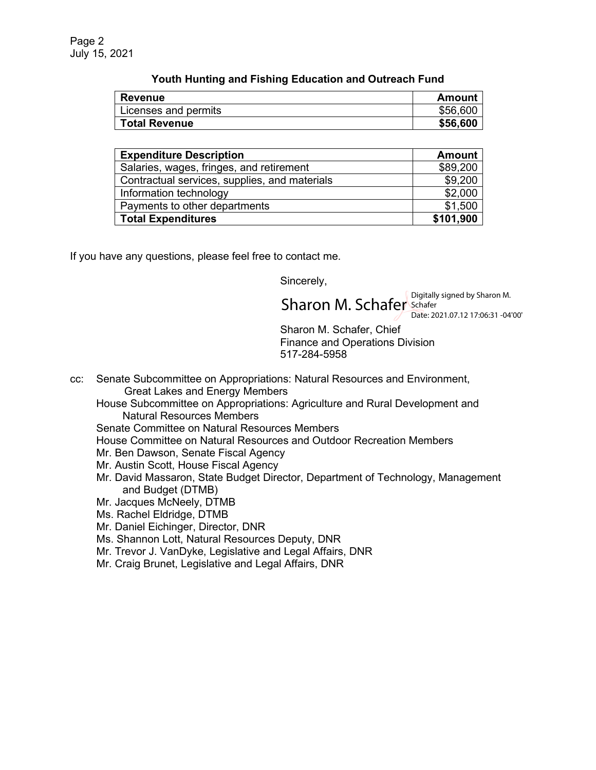### Youth Hunting and Fishing Education and Outreach Fund

| Revenue | Amount |
|---|---|
| Licenses and permits | $56,600 |
| **Total Revenue** | **$56,600** |

| Expenditure Description | Amount |
|---|---|
| Salaries, wages, fringes, and retirement | $89,200 |
| Contractual services, supplies, and materials | $9,200 |
| Information technology | $2,000 |
| Payments to other departments | $1,500 |
| **Total Expenditures** | **$101,900** |

If you have any questions, please feel free to contact me.

Sincerely,

Sharon M. Schafer
Digitally signed by Sharon M. Schafer
Date: 2021.07.12 17:06:31 -04'00'

Sharon M. Schafer, Chief
Finance and Operations Division
517-284-5958

cc: Senate Subcommittee on Appropriations: Natural Resources and Environment, Great Lakes and Energy Members
House Subcommittee on Appropriations: Agriculture and Rural Development and Natural Resources Members
Senate Committee on Natural Resources Members
House Committee on Natural Resources and Outdoor Recreation Members
Mr. Ben Dawson, Senate Fiscal Agency
Mr. Austin Scott, House Fiscal Agency
Mr. David Massaron, State Budget Director, Department of Technology, Management and Budget (DTMB)
Mr. Jacques McNeely, DTMB
Ms. Rachel Eldridge, DTMB
Mr. Daniel Eichinger, Director, DNR
Ms. Shannon Lott, Natural Resources Deputy, DNR
Mr. Trevor J. VanDyke, Legislative and Legal Affairs, DNR
Mr. Craig Brunet, Legislative and Legal Affairs, DNR